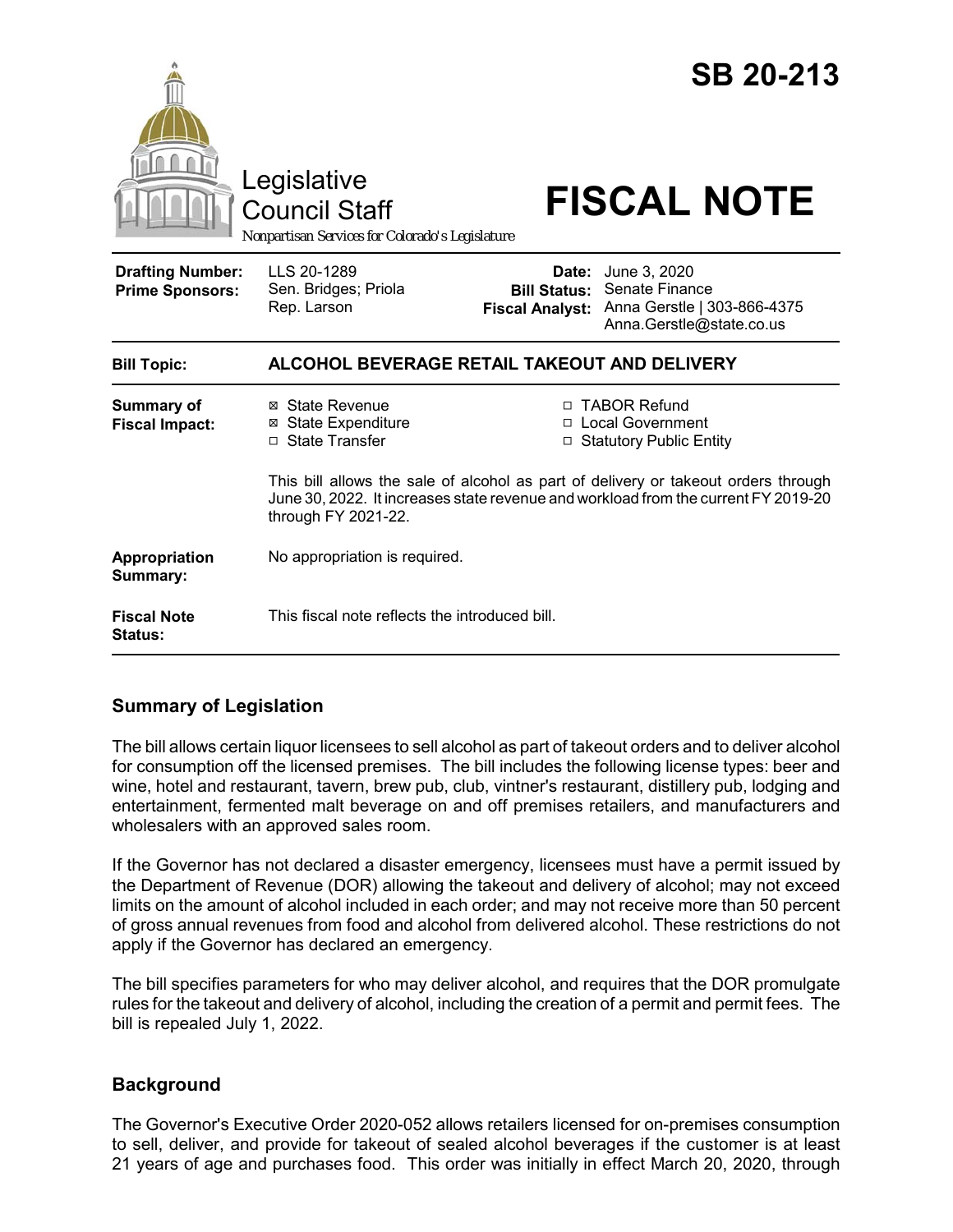# SB 20-213

Legislative Council Staff

*Nonpartisan Services for Colorado's Legislature*

# FISCAL NOTE

| | | | |
|---|---|---|---|
| **Drafting Number:** | LLS 20-1289 | **Date:** | June 3, 2020 |
| **Prime Sponsors:** | Sen. Bridges; Priola<br>Rep. Larson | **Bill Status:** | Senate Finance |
| | | **Fiscal Analyst:** | Anna Gerstle \| 303-866-4375<br>Anna.Gerstle@state.co.us |

| | |
|---|---|
| **Bill Topic:** | **ALCOHOL BEVERAGE RETAIL TAKEOUT AND DELIVERY** |
| **Summary of Fiscal Impact:** | ☒ State Revenue ☒ State Expenditure ☐ State Transfer ☐ TABOR Refund ☐ Local Government ☐ Statutory Public Entity<br><br>This bill allows the sale of alcohol as part of delivery or takeout orders through June 30, 2022. It increases state revenue and workload from the current FY 2019-20 through FY 2021-22. |
| **Appropriation Summary:** | No appropriation is required. |
| **Fiscal Note Status:** | This fiscal note reflects the introduced bill. |

## Summary of Legislation

The bill allows certain liquor licensees to sell alcohol as part of takeout orders and to deliver alcohol for consumption off the licensed premises. The bill includes the following license types: beer and wine, hotel and restaurant, tavern, brew pub, club, vintner's restaurant, distillery pub, lodging and entertainment, fermented malt beverage on and off premises retailers, and manufacturers and wholesalers with an approved sales room.

If the Governor has not declared a disaster emergency, licensees must have a permit issued by the Department of Revenue (DOR) allowing the takeout and delivery of alcohol; may not exceed limits on the amount of alcohol included in each order; and may not receive more than 50 percent of gross annual revenues from food and alcohol from delivered alcohol. These restrictions do not apply if the Governor has declared an emergency.

The bill specifies parameters for who may deliver alcohol, and requires that the DOR promulgate rules for the takeout and delivery of alcohol, including the creation of a permit and permit fees. The bill is repealed July 1, 2022.

## Background

The Governor's Executive Order 2020-052 allows retailers licensed for on-premises consumption to sell, deliver, and provide for takeout of sealed alcohol beverages if the customer is at least 21 years of age and purchases food. This order was initially in effect March 20, 2020, through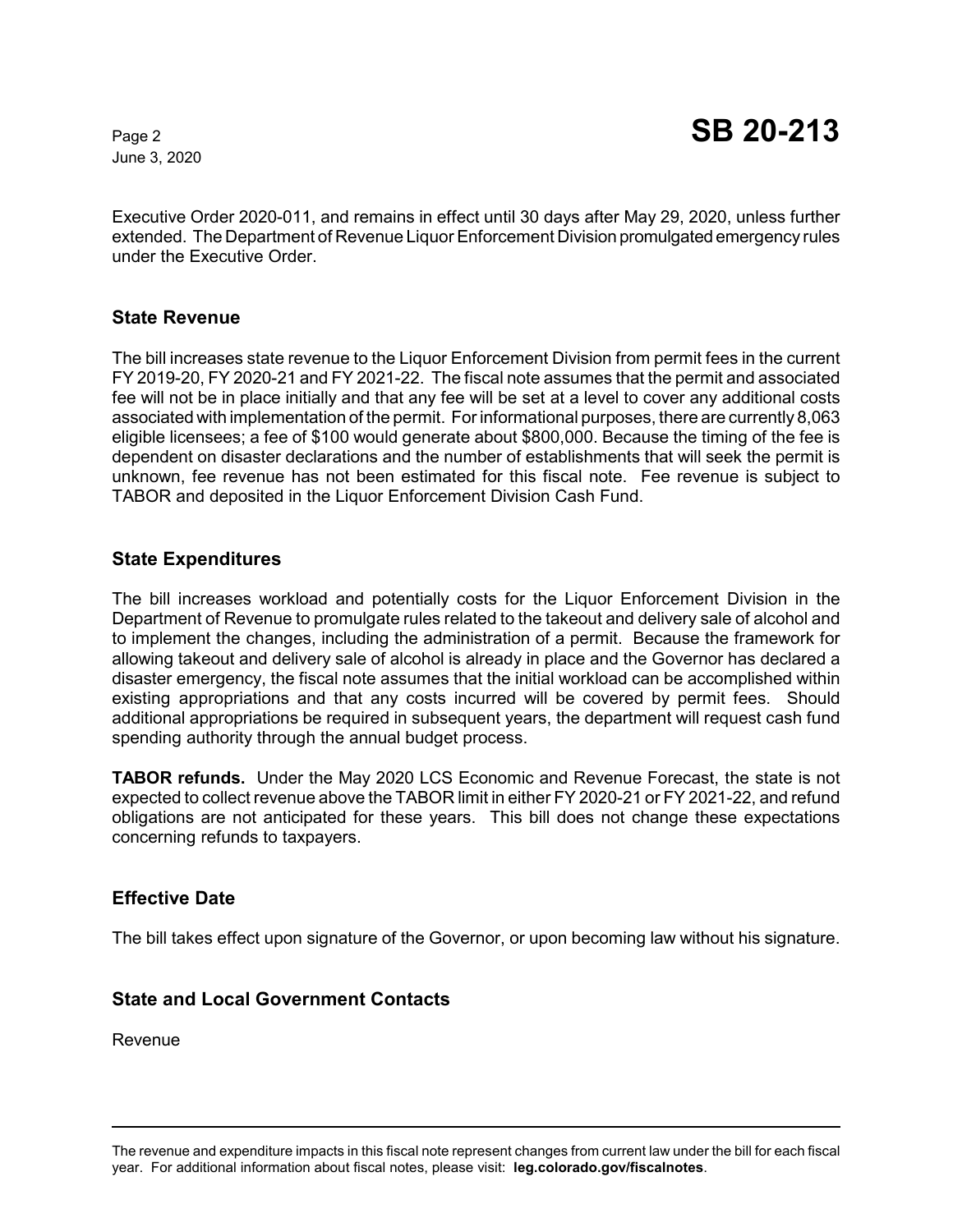Executive Order 2020-011, and remains in effect until 30 days after May 29, 2020, unless further extended. The Department of Revenue Liquor Enforcement Division promulgated emergency rules under the Executive Order.

## State Revenue

The bill increases state revenue to the Liquor Enforcement Division from permit fees in the current FY 2019-20, FY 2020-21 and FY 2021-22. The fiscal note assumes that the permit and associated fee will not be in place initially and that any fee will be set at a level to cover any additional costs associated with implementation of the permit. For informational purposes, there are currently 8,063 eligible licensees; a fee of $100 would generate about $800,000. Because the timing of the fee is dependent on disaster declarations and the number of establishments that will seek the permit is unknown, fee revenue has not been estimated for this fiscal note. Fee revenue is subject to TABOR and deposited in the Liquor Enforcement Division Cash Fund.

## State Expenditures

The bill increases workload and potentially costs for the Liquor Enforcement Division in the Department of Revenue to promulgate rules related to the takeout and delivery sale of alcohol and to implement the changes, including the administration of a permit. Because the framework for allowing takeout and delivery sale of alcohol is already in place and the Governor has declared a disaster emergency, the fiscal note assumes that the initial workload can be accomplished within existing appropriations and that any costs incurred will be covered by permit fees. Should additional appropriations be required in subsequent years, the department will request cash fund spending authority through the annual budget process.

**TABOR refunds.** Under the May 2020 LCS Economic and Revenue Forecast, the state is not expected to collect revenue above the TABOR limit in either FY 2020-21 or FY 2021-22, and refund obligations are not anticipated for these years. This bill does not change these expectations concerning refunds to taxpayers.

## Effective Date

The bill takes effect upon signature of the Governor, or upon becoming law without his signature.

## State and Local Government Contacts

Revenue

---

The revenue and expenditure impacts in this fiscal note represent changes from current law under the bill for each fiscal year. For additional information about fiscal notes, please visit: **leg.colorado.gov/fiscalnotes**.